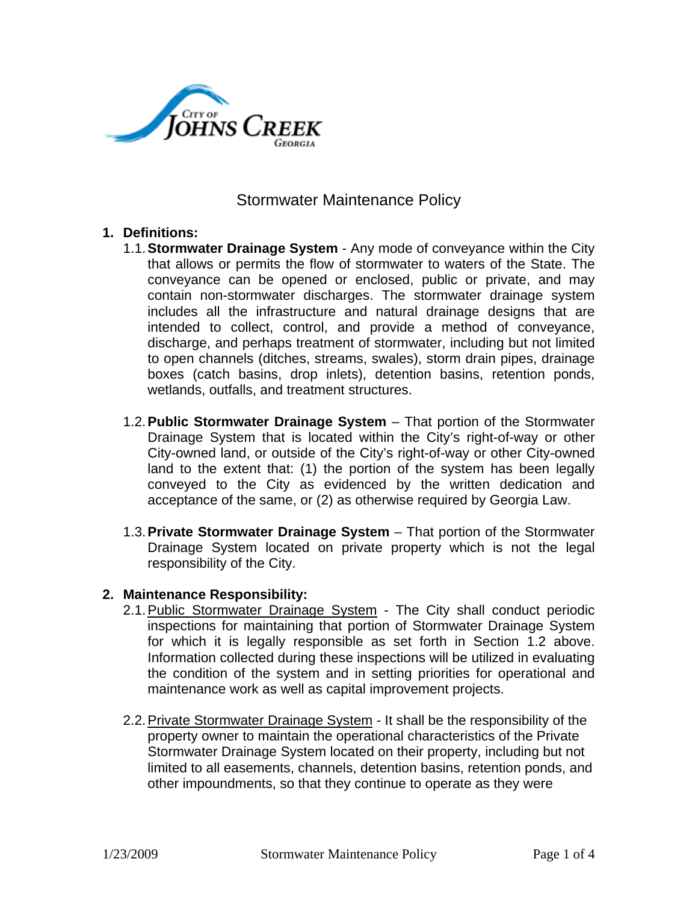# Stormwater Maintenance Policy

1. **Definitions:**
   1.1. **Stormwater Drainage System** - Any mode of conveyance within the City that allows or permits the flow of stormwater to waters of the State. The conveyance can be opened or enclosed, public or private, and may contain non-stormwater discharges. The stormwater drainage system includes all the infrastructure and natural drainage designs that are intended to collect, control, and provide a method of conveyance, discharge, and perhaps treatment of stormwater, including but not limited to open channels (ditches, streams, swales), storm drain pipes, drainage boxes (catch basins, drop inlets), detention basins, retention ponds, wetlands, outfalls, and treatment structures.

   1.2. **Public Stormwater Drainage System** – That portion of the Stormwater Drainage System that is located within the City's right-of-way or other City-owned land, or outside of the City's right-of-way or other City-owned land to the extent that: (1) the portion of the system has been legally conveyed to the City as evidenced by the written dedication and acceptance of the same, or (2) as otherwise required by Georgia Law.

   1.3. **Private Stormwater Drainage System** – That portion of the Stormwater Drainage System located on private property which is not the legal responsibility of the City.

2. **Maintenance Responsibility:**
   2.1. Public Stormwater Drainage System - The City shall conduct periodic inspections for maintaining that portion of Stormwater Drainage System for which it is legally responsible as set forth in Section 1.2 above. Information collected during these inspections will be utilized in evaluating the condition of the system and in setting priorities for operational and maintenance work as well as capital improvement projects.

   2.2. Private Stormwater Drainage System - It shall be the responsibility of the property owner to maintain the operational characteristics of the Private Stormwater Drainage System located on their property, including but not limited to all easements, channels, detention basins, retention ponds, and other impoundments, so that they continue to operate as they were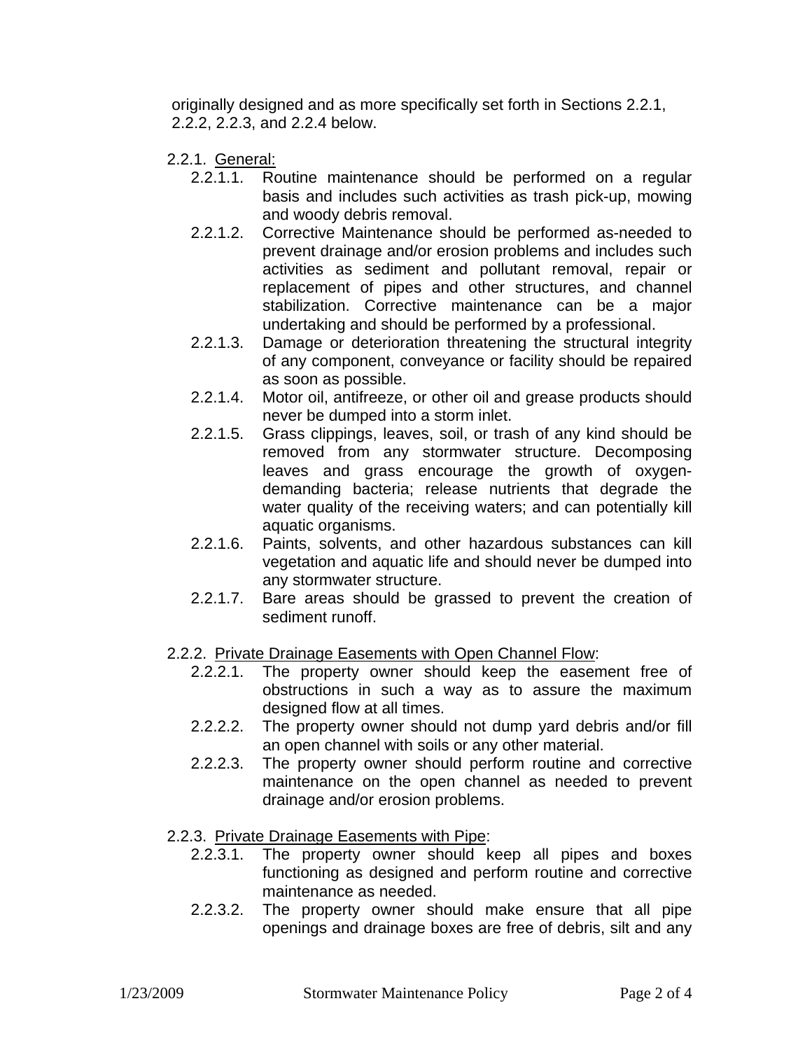originally designed and as more specifically set forth in Sections 2.2.1, 2.2.2, 2.2.3, and 2.2.4 below.

2.2.1. General:

- 2.2.1.1. Routine maintenance should be performed on a regular basis and includes such activities as trash pick-up, mowing and woody debris removal.
- 2.2.1.2. Corrective Maintenance should be performed as-needed to prevent drainage and/or erosion problems and includes such activities as sediment and pollutant removal, repair or replacement of pipes and other structures, and channel stabilization. Corrective maintenance can be a major undertaking and should be performed by a professional.
- 2.2.1.3. Damage or deterioration threatening the structural integrity of any component, conveyance or facility should be repaired as soon as possible.
- 2.2.1.4. Motor oil, antifreeze, or other oil and grease products should never be dumped into a storm inlet.
- 2.2.1.5. Grass clippings, leaves, soil, or trash of any kind should be removed from any stormwater structure. Decomposing leaves and grass encourage the growth of oxygen-demanding bacteria; release nutrients that degrade the water quality of the receiving waters; and can potentially kill aquatic organisms.
- 2.2.1.6. Paints, solvents, and other hazardous substances can kill vegetation and aquatic life and should never be dumped into any stormwater structure.
- 2.2.1.7. Bare areas should be grassed to prevent the creation of sediment runoff.

2.2.2. Private Drainage Easements with Open Channel Flow:

- 2.2.2.1. The property owner should keep the easement free of obstructions in such a way as to assure the maximum designed flow at all times.
- 2.2.2.2. The property owner should not dump yard debris and/or fill an open channel with soils or any other material.
- 2.2.2.3. The property owner should perform routine and corrective maintenance on the open channel as needed to prevent drainage and/or erosion problems.

2.2.3. Private Drainage Easements with Pipe:

- 2.2.3.1. The property owner should keep all pipes and boxes functioning as designed and perform routine and corrective maintenance as needed.
- 2.2.3.2. The property owner should make ensure that all pipe openings and drainage boxes are free of debris, silt and any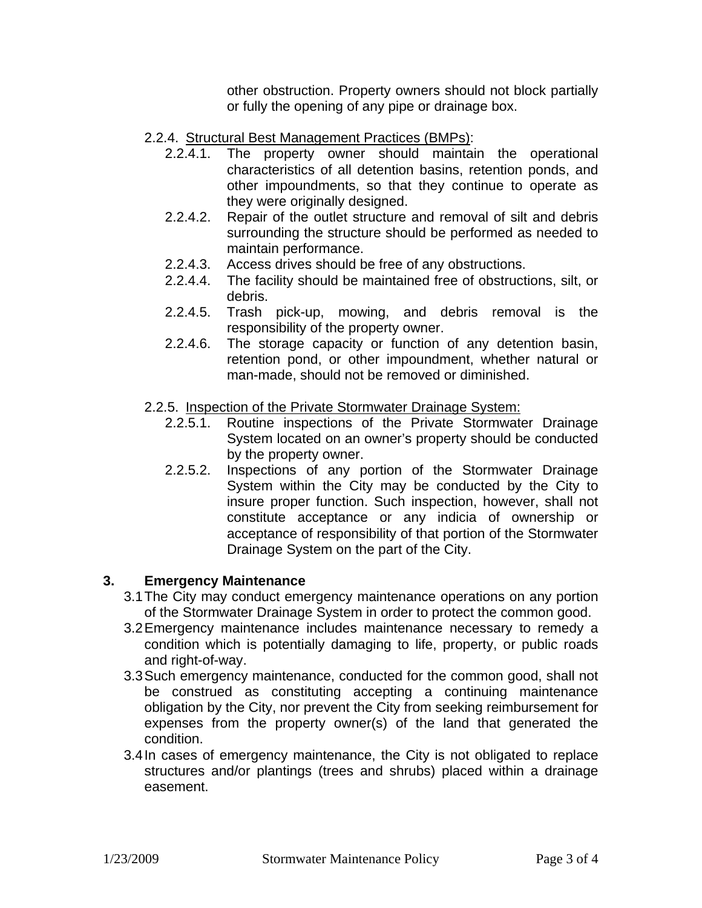other obstruction. Property owners should not block partially or fully the opening of any pipe or drainage box.

2.2.4. Structural Best Management Practices (BMPs):

2.2.4.1. The property owner should maintain the operational characteristics of all detention basins, retention ponds, and other impoundments, so that they continue to operate as they were originally designed.

2.2.4.2. Repair of the outlet structure and removal of silt and debris surrounding the structure should be performed as needed to maintain performance.

2.2.4.3. Access drives should be free of any obstructions.

2.2.4.4. The facility should be maintained free of obstructions, silt, or debris.

2.2.4.5. Trash pick-up, mowing, and debris removal is the responsibility of the property owner.

2.2.4.6. The storage capacity or function of any detention basin, retention pond, or other impoundment, whether natural or man-made, should not be removed or diminished.

2.2.5. Inspection of the Private Stormwater Drainage System:

2.2.5.1. Routine inspections of the Private Stormwater Drainage System located on an owner's property should be conducted by the property owner.

2.2.5.2. Inspections of any portion of the Stormwater Drainage System within the City may be conducted by the City to insure proper function. Such inspection, however, shall not constitute acceptance or any indicia of ownership or acceptance of responsibility of that portion of the Stormwater Drainage System on the part of the City.

## 3. Emergency Maintenance

3.1 The City may conduct emergency maintenance operations on any portion of the Stormwater Drainage System in order to protect the common good.

3.2 Emergency maintenance includes maintenance necessary to remedy a condition which is potentially damaging to life, property, or public roads and right-of-way.

3.3 Such emergency maintenance, conducted for the common good, shall not be construed as constituting accepting a continuing maintenance obligation by the City, nor prevent the City from seeking reimbursement for expenses from the property owner(s) of the land that generated the condition.

3.4 In cases of emergency maintenance, the City is not obligated to replace structures and/or plantings (trees and shrubs) placed within a drainage easement.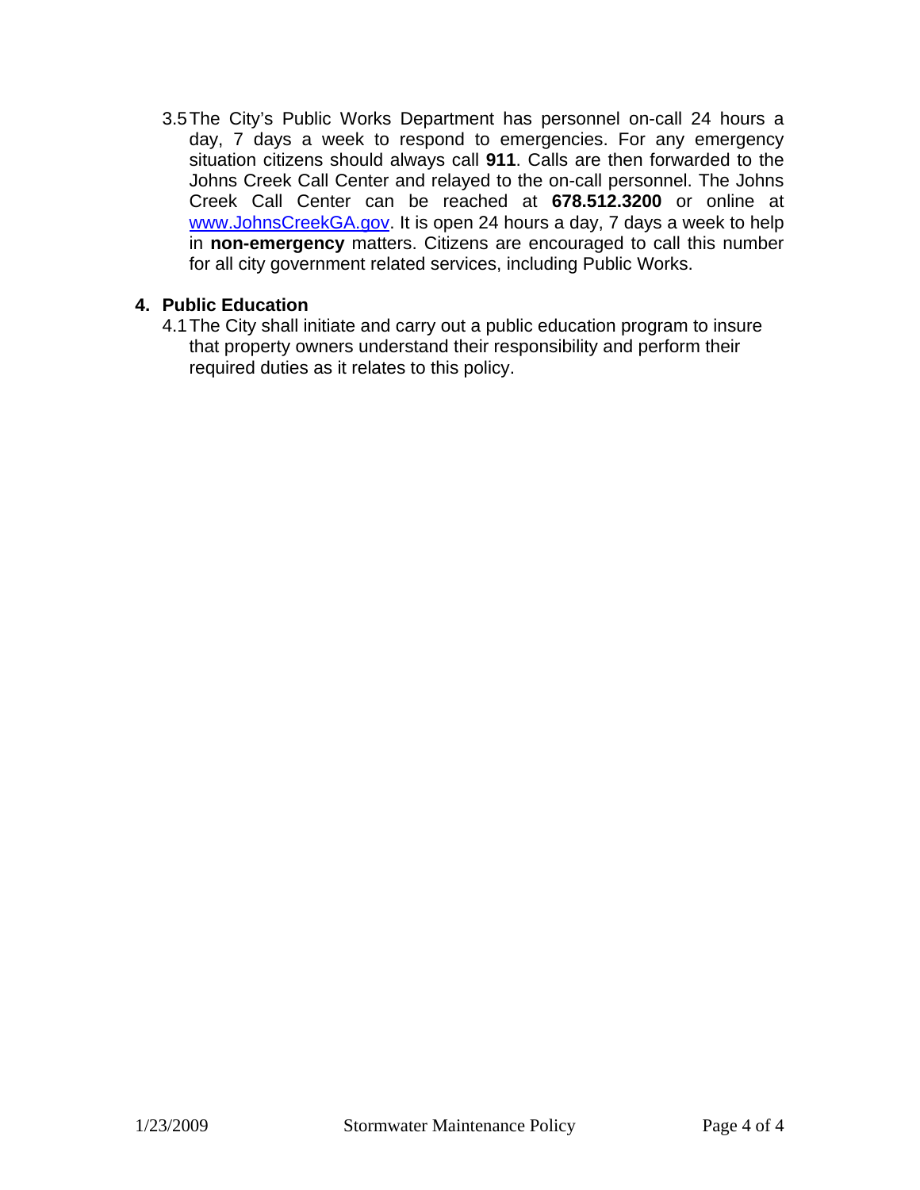3.5 The City's Public Works Department has personnel on-call 24 hours a day, 7 days a week to respond to emergencies. For any emergency situation citizens should always call **911**. Calls are then forwarded to the Johns Creek Call Center and relayed to the on-call personnel. The Johns Creek Call Center can be reached at **678.512.3200** or online at [www.JohnsCreekGA.gov](http://www.JohnsCreekGA.gov). It is open 24 hours a day, 7 days a week to help in **non-emergency** matters. Citizens are encouraged to call this number for all city government related services, including Public Works.

## 4. Public Education

4.1 The City shall initiate and carry out a public education program to insure that property owners understand their responsibility and perform their required duties as it relates to this policy.